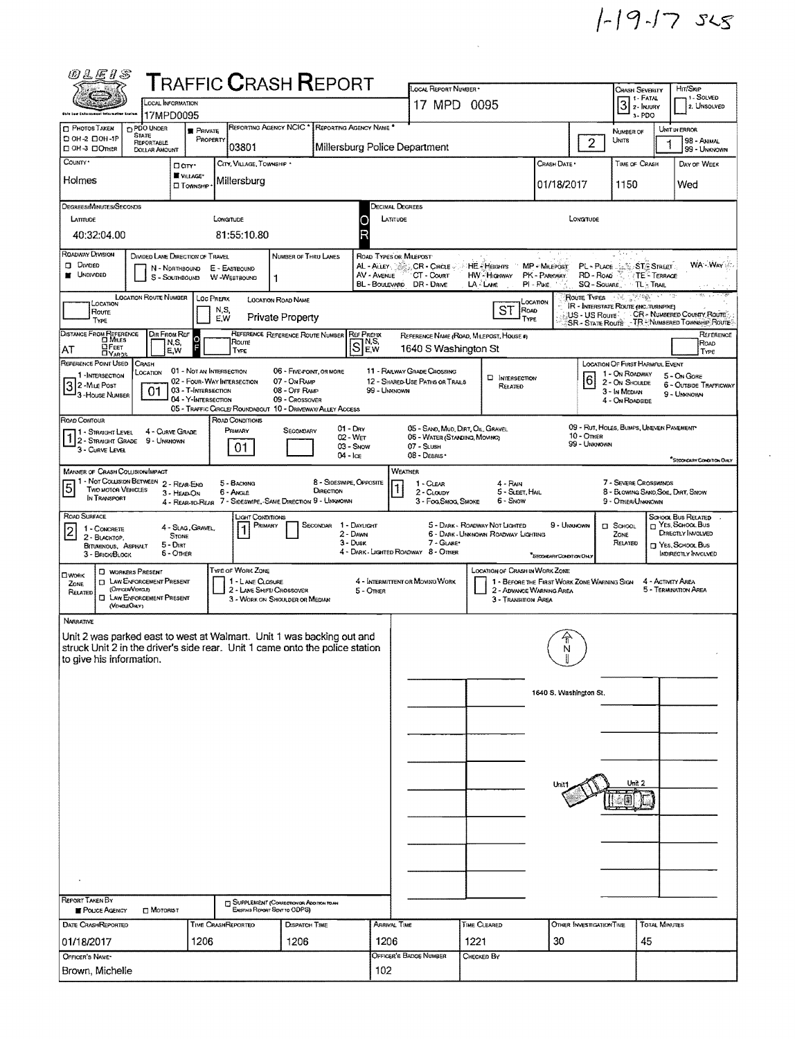1-19-17 SLS

# TRAFFIC CRASH REPORT

OLEIS — Local Information: 17MPD0095

| Field | Value |
|---|---|
| Local Report Number | 17 MPD 0095 |
| Crash Severity | 3 (1 - Fatal, 2 - Injury, 3 - PDO) |
| Hit/Skip | (1 - Solved, 2 - Unsolved) |
| Photos Taken | ☐ OH-2 ☐ OH-1P ☐ OH-3 ☐ Other |
| PDO Under State Reportable Dollar Amount | ☐ |
| Private Property | ■ |
| Reporting Agency NCIC | 03801 |
| Reporting Agency Name | Millersburg Police Department |
| Number of Units | 2 |
| Unit in Error | 1 (98 - Animal, 99 - Unknown) |
| County | Holmes |
| City, Village, Township | ■ Village — Millersburg |
| Crash Date | 01/18/2017 |
| Time of Crash | 1150 |
| Day of Week | Wed |

**Degrees/Minutes/Seconds**

| Latitude | Longitude |
|---|---|
| 40:32:04.00 | 81:55:10.80 |

**Decimal Degrees** — Latitude: | Longitude:

| Field | Value |
|---|---|
| Roadway Division | ■ Undivided |
| Divided Lane Direction of Travel | N - Northbound, S - Southbound, E - Eastbound, W - Westbound |
| Number of Thru Lanes | 1 |
| Location Route Number | |
| Loc Prefix | N,S, E,W |
| Location Road Name | Private Property |
| Location Road Type | ST |
| Distance From Reference | AT |
| Dir From Ref | N,S, E,W |
| Reference Route Type | |
| Reference Route Number | |
| Ref Prefix | S |
| Reference Name (Road, Milepost, House #) | 1640 S Washington St |
| Reference Point Used | 3 (1 - Intersection, 2 - Mile Post, 3 - House Number) |
| Crash Location | 01 |
| Intersection Related | ☐ |
| Location of First Harmful Event | 6 |
| Road Contour | 1 |
| Road Conditions Primary | 01 |
| Road Conditions Secondary | |
| Manner of Crash Collision/Impact | 5 |
| Weather | 1 |
| Road Surface | 2 |
| Light Conditions Primary | 1 |
| Light Conditions Secondary | |
| School Zone Related | ☐ |
| School Bus Related | ☐ Yes, School Bus Directly Involved ☐ Yes, School Bus Indirectly Involved |
| Work Zone Related | ☐ |
| Workers Present | ☐ |
| Law Enforcement Present (Officer/Vehicle) | ☐ |
| Law Enforcement Present (Vehicle Only) | ☐ |
| Type of Work Zone | |
| Location of Crash in Work Zone | |

Road Types or Milepost: AL - Alley, AV - Avenue, BL - Boulevard, CR - Circle, CT - Court, DR - Drive, HE - Heights, HW - Highway, LA - Lane, MP - Milepost, PK - Parkway, PI - Pike, PL - Place, RD - Road, SQ - Square, ST - Street, TE - Terrace, TL - Trail, WA - Way

Route Types: IR - Interstate Route (inc. Turnpike), US - US Route, SR - State Route, CR - Numbered County Route, TR - Numbered Township Route

Crash Location: 01 - Not an Intersection, 02 - Four-Way Intersection, 03 - T-Intersection, 04 - Y-Intersection, 05 - Traffic Circle/Roundabout, 06 - Five-Point, or More, 07 - On Ramp, 08 - Off Ramp, 09 - Crossover, 10 - Driveway/Alley Access, 11 - Railway Grade Crossing, 12 - Shared-Use Paths or Trails, 99 - Unknown

Location of First Harmful Event: 1 - On Roadway, 2 - On Shoulde, 3 - In Median, 4 - On Roadside, 5 - On Gore, 6 - Outside Trafficway, 9 - Unknown

Road Contour: 1 - Straight Level, 2 - Straight Grade, 3 - Curve Level, 4 - Curve Grade, 9 - Unknown

Road Conditions: 01 - Dry, 02 - Wet, 03 - Snow, 04 - Ice, 05 - Sand, Mud, Dirt, Oil, Gravel, 06 - Water (Standing, Moving), 07 - Slush, 08 - Debris*, 09 - Rut, Holes, Bumps, Uneven Pavement*, 10 - Other, 99 - Unknown (*Secondary Condition Only)

Manner of Crash Collision/Impact: 1 - Not Collision Between Two Motor Vehicles in Transport, 2 - Rear-End, 3 - Head-On, 4 - Rear-to-Rear, 5 - Backing, 6 - Angle, 7 - Sideswipe, Same Direction, 8 - Sideswipe, Opposite Direction, 9 - Unknown

Weather: 1 - Clear, 2 - Cloudy, 3 - Fog, Smog, Smoke, 4 - Rain, 5 - Sleet, Hail, 6 - Snow, 7 - Severe Crosswinds, 8 - Blowing Sand, Soil, Dirt, Snow, 9 - Other/Unknown

Road Surface: 1 - Concrete, 2 - Blacktop, Bituminous, Asphalt, 3 - Brick/Block, 4 - Slag, Gravel, Stone, 5 - Dirt, 6 - Other

Light Conditions: 1 - Daylight, 2 - Dawn, 3 - Dusk, 4 - Dark - Lighted Roadway, 5 - Dark - Roadway Not Lighted, 6 - Dark - Unknown Roadway Lighting, 7 - Glare*, 8 - Other, 9 - Unknown (*Secondary Condition Only)

Type of Work Zone: 1 - Lane Closure, 2 - Lane Shift/Crossover, 3 - Work on Shoulder or Median, 4 - Intermittent or Moving Work, 5 - Other

Location of Crash in Work Zone: 1 - Before the First Work Zone Warning Sign, 2 - Advance Warning Area, 3 - Transition Area, 4 - Activity Area, 5 - Termination Area

## Narrative

Unit 2 was parked east to west at Walmart. Unit 1 was backing out and struck Unit 2 in the driver's side rear. Unit 1 came onto the police station to give his information.

Diagram labels: N; 1640 S. Washington St.; Unit1; Unit 2

| Field | Value |
|---|---|
| Report Taken By | ■ Police Agency ☐ Motorist |
| Supplement (Correction or Addition to an Existing Report Sent to ODPS) | ☐ |
| Date Crash Reported | 01/18/2017 |
| Time Crash Reported | 1206 |
| Dispatch Time | 1206 |
| Arrival Time | 1206 |
| Time Cleared | 1221 |
| Other Investigation Time | 30 |
| Total Minutes | 45 |
| Officer's Name | Brown, Michelle |
| Officer's Badge Number | 102 |
| Checked By | |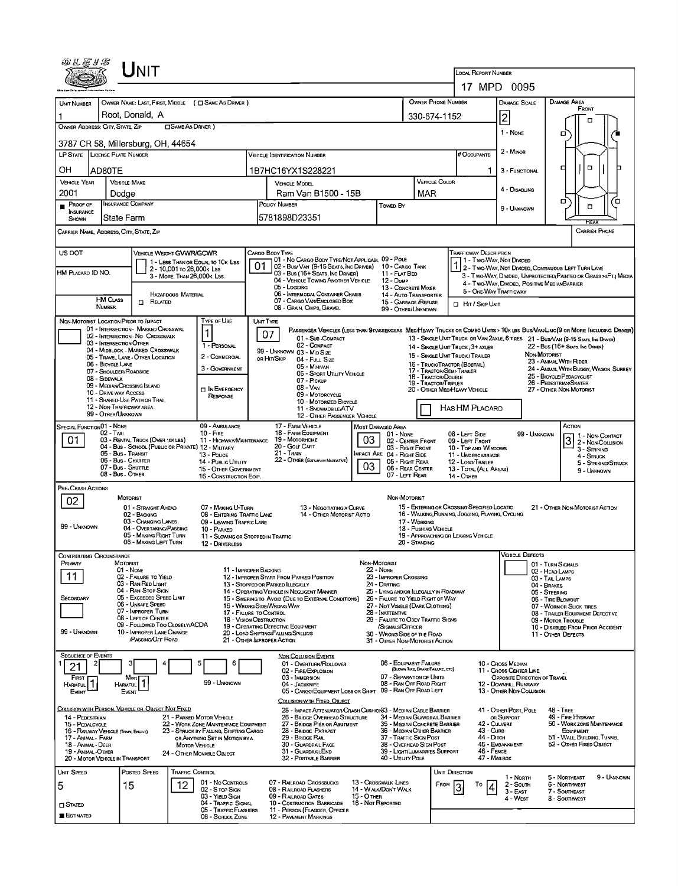# UNIT

**LOCAL REPORT NUMBER:** 17 MPD 0095

| UNIT NUMBER | OWNER NAME: LAST, FIRST, MIDDLE (☐ SAME AS DRIVER) | OWNER PHONE NUMBER | DAMAGE SCALE | DAMAGE AREA |
|---|---|---|---|---|
| 1 | Root, Donald, A | 330-674-1152 | 2 | |

**OWNER ADDRESS: CITY, STATE, ZIP** (☐ SAME AS DRIVER): 3787 CR 58, Millersburg, OH, 44654

Damage Scale: 1 - None; 2 - Minor; 3 - Functional; 4 - Disabling; 9 - Unknown

| LP STATE | LICENSE PLATE NUMBER | VEHICLE IDENTIFICATION NUMBER | # OCCUPANTS |
|---|---|---|---|
| OH | AD80TE | 1B7HC16YX1S228221 | 1 |

| VEHICLE YEAR | VEHICLE MAKE | VEHICLE MODEL | VEHICLE COLOR |
|---|---|---|---|
| 2001 | Dodge | Ram Van B1500 - 15B | MAR |

| PROOF OF INSURANCE SHOWN | INSURANCE COMPANY | POLICY NUMBER | TOWED BY |
|---|---|---|---|
| ■ | State Farm | 5781898D23351 | |

CARRIER NAME, ADDRESS, CITY, STATE, ZIP — CARRIER PHONE

US DOT — VEHICLE WEIGHT GVWR/GCWR: 1 - Less than or equal to 10K lbs; 2 - 10,001 to 26,000K lbs; 3 - More than 26,000K lbs.

HM PLACARD ID NO. — HM CLASS NUMBER — HAZARDOUS MATERIAL ☐ RELATED

CARGO BODY TYPE: **01** — 01 - No Cargo Body Type/Not Applicabl; 02 - Bus/Van (9-15 Seats, Inc Driver); 03 - Bus (16+ Seats, Inc Driver); 04 - Vehicle Towing Another Vehicle; 05 - Logging; 06 - Intermodal Container Chasis; 07 - Cargo Van/Enclosed Box; 08 - Grain, Chips, Gravel; 09 - Pole; 10 - Cargo Tank; 11 - Flat Bed; 12 - Dump; 13 - Concrete Mixer; 14 - Auto Transporter; 15 - Garbage/Refuse; 99 - Other/Unknown

TRAFFICWAY DESCRIPTION: **1** — 1 - Two-Way, Not Divided; 2 - Two-Way, Not Divided, Continuous Left Turn Lane; 3 - Two-Way, Divided, Unprotected (Painted or Grass >4Ft.) Media; 4 - Two-Way, Divided, Positive Median Barrier; 5 - One-Way Trafficway; ☐ Hit / Skip Unit

NON-MOTORIST LOCATION PRIOR TO IMPACT: 01 - Intersection - Marked Crosswalk; 02 - Intersection - No Crosswalk; 03 - Intersection Other; 04 - Midblock - Marked Crosswalk; 05 - Travel Lane - Other Location; 06 - Bicycle Lane; 07 - Shoulder/Roadside; 08 - Sidewalk; 09 - Median/Crossing Island; 10 - Drive way Access; 11 - Shared-Use Path or Trail; 12 - Non-Trafficway Area; 99 - Other/Unknown

TYPE OF USE: **1** — 1 - Personal; 2 - Commercial; 3 - Government; ☐ In Emergency Response

UNIT TYPE: **07** — Passenger Vehicles (less than 9 passengers): 01 - Sub-Compact; 02 - Compact; 99 - Unknown 03 - Mid Size; or Hit/Skip 04 - Full Size; 05 - Minivan; 06 - Sport Utility Vehicle; 07 - Pickup; 08 - Van; 09 - Motorcycle; 10 - Motorized Bicycle; 11 - Snowmobile/ATV; 12 - Other Passenger Vehicle. Med/Heavy Trucks or Combo Units > 10K lbs Bus/Van/Limo (9 or more including driver): 13 - Single Unit Truck or Van 2axle, 6 tires; 14 - Single Unit Truck; 3+ axles; 15 - Single Unit Truck/Trailer; 16 - Truck/Tractor (Bobtail); 17 - Tractor/Semi-Trailer; 18 - Tractor/Double; 19 - Tractor/Triples; 20 - Other Med/Heavy Vehicle; 21 - Bus/Van (9-15 Seats, Inc Driver); 22 - Bus (16+ Seats, Inc Driver). Non-Motorist: 23 - Animal With Rider; 24 - Animal With Buggy, Wagon, Surrey; 25 - Bicycle/Pedacyclist; 26 - Pedestrian/Skater; 27 - Other Non-Motorist. ☐ Has HM Placard

SPECIAL FUNCTION: **01** — 01 - None; 02 - Taxi; 03 - Rental Truck (Over 10K lbs); 04 - Bus - School (Public or Private); 05 - Bus - Transit; 06 - Bus - Charter; 07 - Bus - Shuttle; 08 - Bus - Other; 09 - Ambulance; 10 - Fire; 11 - Highway/Maintenance; 12 - Military; 13 - Police; 14 - Public Utility; 15 - Other Government; 16 - Construction Eqip.; 17 - Farm Vehicle; 18 - Farm Equipment; 19 - Motorhome; 20 - Golf Cart; 21 - Train; 22 - Other (Explain in Narrative)

MOST DAMAGED AREA: **03**; IMPACT ARE: **03** — 01 - None; 02 - Center Front; 03 - Right Front; 04 - Right Side; 05 - Right Rear; 06 - Rear Center; 07 - Left Rear; 08 - Left Side; 09 - Left Front; 10 - Top and Windows; 11 - Undercarriage; 12 - Load/Trailer; 13 - Total (All Areas); 14 - Other; 99 - Unknown

ACTION: **3** — 1 - Non-Contact; 2 - Non-Collision; 3 - Striking; 4 - Struck; 5 - Striking/Struck; 9 - Unknown

PRE-CRASH ACTIONS: **02** — Motorist: 01 - Straight Ahead; 02 - Backing; 03 - Changing Lanes; 04 - Overtaking/Passing; 05 - Making Right Turn; 06 - Making Left Turn; 07 - Making U-Turn; 08 - Entering Traffic Lane; 09 - Leaving Traffic Lane; 10 - Parked; 11 - Slowing or Stopped in Traffic; 12 - Driverless; 13 - Negotiating a Curve; 14 - Other Motorist Actio; 99 - Unknown. Non-Motorist: 15 - Entering or Crossing Specified Locatio; 16 - Walking, Running, Jogging, Playing, Cycling; 17 - Working; 18 - Pushing Vehicle; 19 - Approaching or Leaving Vehicle; 20 - Standing; 21 - Other Non-Motorist Action

CONTRIBUTING CIRCUMSTANCE: PRIMARY **11**; SECONDARY (blank) — Motorist: 01 - None; 02 - Failure to Yield; 03 - Ran Red Light; 04 - Ran Stop Sign; 05 - Exceeded Speed Limit; 06 - Unsafe Speed; 07 - Improper Turn; 08 - Left of Center; 09 - Followed Too Closely/ACDA; 10 - Improper Lane Change /Passing/Off Road; 11 - Improper Backing; 12 - Improper Start From Parked Position; 13 - Stopped or Parked Illegally; 14 - Operating Vehicle in Negligent Manner; 15 - Swering to Avoid (Due to External Conditions); 16 - Wrong Side/Wrong Way; 17 - Failure to Control; 18 - Vision Obstruction; 19 - Operating Defective Equipment; 20 - Load Shifting/Falling/Spilling; 21 - Other Improper Action; 99 - Unknown. Non-Motorist: 22 - None; 23 - Improper Crossing; 24 - Darting; 25 - Lying and/or Illegally in Roadway; 26 - Failure to Yield Right of Way; 27 - Not Visible (Dark Clothing); 28 - Inattentive; 29 - Failure to Obey Traffic Signs /Signals/Officer; 30 - Wrong Side of the Road; 31 - Other Non-Motorist Action

VEHICLE DEFECTS: 01 - Turn Signals; 02 - Head Lamps; 03 - Tail Lamps; 04 - Brakes; 05 - Steering; 06 - Tire Blowout; 07 - Worn or Slick Tires; 08 - Trailer Equipment Defective; 09 - Motor Trouble; 10 - Disabled From Prior Accident; 11 - Other Defects

SEQUENCE OF EVENTS: 1: **21**; 2; 3; 4; 5; 6 — First Harmful Event: **1**; Most Harmful Event: **1**; 99 - Unknown

Non-Collision Events: 01 - Overturn/Rollover; 02 - Fire/Explosion; 03 - Immersion; 04 - Jackknife; 05 - Cargo/Equipment Loss or Shift; 06 - Equipment Failure (Blown Tire, Brake Failure, etc); 07 - Separation of Units; 08 - Ran Off Road Right; 09 - Ran Off Road Left; 10 - Cross Median; 11 - Cross Center Line Opposite Direction of Travel; 12 - Downhill Runaway; 13 - Other Non-Collision

Collision with Person, Vehicle or Object Not Fixed: 14 - Pedestrian; 15 - Pedalcycle; 16 - Railway Vehicle (Train, Engine); 17 - Animal - Farm; 18 - Animal - Deer; 19 - Animal - Other; 20 - Motor Vehicle in Transport; 21 - Parked Motor Vehicle; 22 - Work Zone Maintenance Equipment; 23 - Struck by Falling, Shifting Cargo or Anything Set in Motion by a Motor Vehicle; 24 - Other Movable Object

Collision with Fixed, Object: 25 - Impact Attenuator/Crash Cushion; 26 - Bridge Overhead Structure; 27 - Bridge Pier or Abutment; 28 - Bridge Parapet; 29 - Bridge Rail; 30 - Guardrail Face; 31 - Guardrail End; 32 - Portable Barrier; 33 - Median Cable Barrier; 34 - Median Guardrail Barrier; 35 - Median Concrete Barrier; 36 - Median Other Barrier; 37 - Traffic Sign Post; 38 - Overhead Sign Post; 39 - Light/Luminaries Support; 40 - Utility Pole; 41 - Other Post, Pole or Support; 42 - Culvert; 43 - Curb; 44 - Ditch; 45 - Embankment; 46 - Fence; 47 - Mailbox; 48 - Tree; 49 - Fire Hydrant; 50 - Work Zone Maintenance Equipment; 51 - Wall, Building, Tunnel; 52 - Other Fixed Object

| UNIT SPEED | POSTED SPEED | TRAFFIC CONTROL | UNIT DIRECTION |
|---|---|---|---|
| 5 | 15 | 12 | From 3 To 4 |

☐ Stated ■ Estimated

Traffic Control: 01 - No Controls; 02 - Stop Sign; 03 - Yield Sign; 04 - Traffic Signal; 05 - Traffic Flashers; 06 - School Zone; 07 - Railroad Crossbucks; 08 - Railroad Flashers; 09 - Railroad Gates; 10 - Costruction Barricade; 11 - Person (Flagger, Officer); 12 - Pavement Markings; 13 - Crosswalk Lines; 14 - Walk/Don't Walk; 15 - Other; 16 - Not Reported

Unit Direction: 1 - North; 2 - South; 3 - East; 4 - West; 5 - Northeast; 6 - Northwest; 7 - Southeast; 8 - Southwest; 9 - Unknown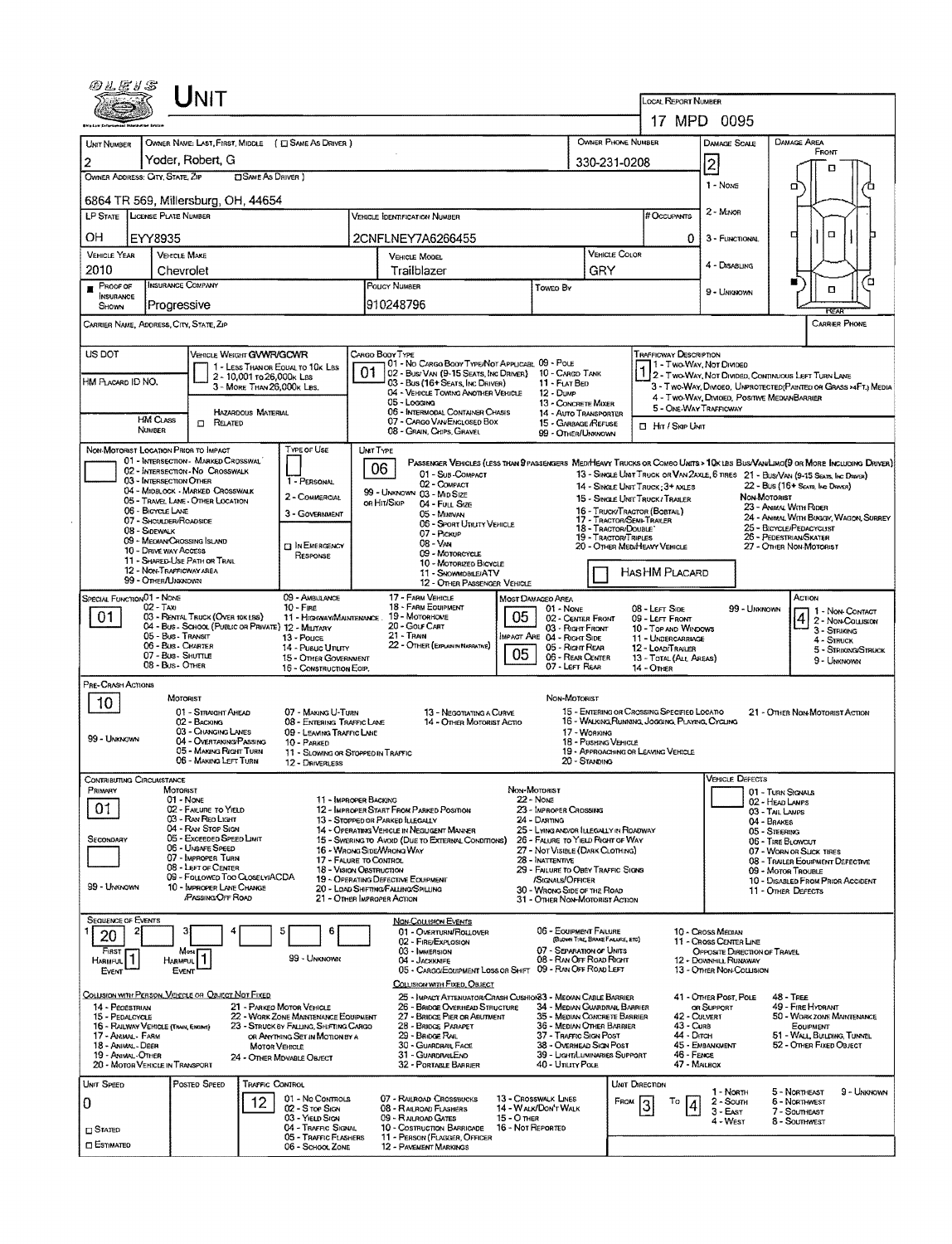# UNIT

**LOCAL REPORT NUMBER:** 17 MPD 0095

| UNIT NUMBER | OWNER NAME: LAST, FIRST, MIDDLE (☐ SAME AS DRIVER) | OWNER PHONE NUMBER | DAMAGE SCALE |
|---|---|---|---|
| 2 | Yoder, Robert, G | 330-231-0208 | 2 |

**OWNER ADDRESS: CITY, STATE, ZIP** (☐ SAME AS DRIVER): 6864 TR 569, Millersburg, OH, 44654

| LP STATE | LICENSE PLATE NUMBER | VEHICLE IDENTIFICATION NUMBER | # OCCUPANTS |
|---|---|---|---|
| OH | EYY8935 | 2CNFLNEY7A6266455 | 0 |

| VEHICLE YEAR | VEHICLE MAKE | VEHICLE MODEL | VEHICLE COLOR |
|---|---|---|---|
| 2010 | Chevrolet | Trailblazer | GRY |

| PROOF OF INSURANCE SHOWN | INSURANCE COMPANY | POLICY NUMBER | TOWED BY |
|---|---|---|---|
| ■ | Progressive | 910248796 | |

DAMAGE SCALE: 1 - NONE, 2 - MINOR, 3 - FUNCTIONAL, 4 - DISABLING, 9 - UNKNOWN

CARRIER NAME, ADDRESS, CITY, STATE, ZIP: 

CARRIER PHONE: 

US DOT: 

HM PLACARD ID NO.: 

HM CLASS NUMBER: 

VEHICLE WEIGHT GVWR/GCWR: 1 - LESS THAN OR EQUAL TO 10K LBS; 2 - 10,001 TO 26,000K LBS; 3 - MORE THAN 26,000K LBS.

HAZARDOUS MATERIAL: ☐ RELATED

CARGO BODY TYPE: **01** — 01 - NO CARGO BODY TYPE/NOT APPLICABLE; 02 - BUS/VAN (9-15 SEATS, INC DRIVER); 03 - BUS (16+ SEATS, INC DRIVER); 04 - VEHICLE TOWING ANOTHER VEHICLE; 05 - LOGGING; 06 - INTERMODAL CONTAINER CHASIS; 07 - CARGO VAN/ENCLOSED BOX; 08 - GRAIN, CHIPS, GRAVEL; 09 - POLE; 10 - CARGO TANK; 11 - FLAT BED; 12 - DUMP; 13 - CONCRETE MIXER; 14 - AUTO TRANSPORTER; 15 - GARBAGE/REFUSE; 99 - OTHER/UNKNOWN

TRAFFICWAY DESCRIPTION: **1** — 1 - TWO-WAY, NOT DIVIDED; 2 - TWO-WAY, NOT DIVIDED, CONTINUOUS LEFT TURN LANE; 3 - TWO-WAY, DIVIDED, UNPROTECTED (PAINTED OR GRASS >4FT.) MEDIA; 4 - TWO-WAY, DIVIDED, POSITIVE MEDIAN BARRIER; 5 - ONE-WAY TRAFFICWAY; ☐ HIT / SKIP UNIT

NON-MOTORIST LOCATION PRIOR TO IMPACT: 01 - INTERSECTION - MARKED CROSSWALK; 02 - INTERSECTION - NO CROSSWALK; 03 - INTERSECTION OTHER; 04 - MIDBLOCK - MARKED CROSSWALK; 05 - TRAVEL LANE - OTHER LOCATION; 06 - BICYCLE LANE; 07 - SHOULDER/ROADSIDE; 08 - SIDEWALK; 09 - MEDIAN/CROSSING ISLAND; 10 - DRIVE WAY ACCESS; 11 - SHARED-USE PATH OR TRAIL; 12 - NON-TRAFFICWAY AREA; 99 - OTHER/UNKNOWN

TYPE OF USE: 1 - PERSONAL; 2 - COMMERCIAL; 3 - GOVERNMENT; ☐ IN EMERGENCY RESPONSE

UNIT TYPE: **06** — PASSENGER VEHICLES (LESS THAN 9 PASSENGERS MED/HEAVY TRUCKS OR COMBO UNITS > 10K LBS BUS/VAN/LIMO (9 OR MORE INCLUDING DRIVER)): 01 - SUB-COMPACT; 02 - COMPACT; 99 - UNKNOWN 03 - MID SIZE OR HIT/SKIP; 04 - FULL SIZE; 05 - MINIVAN; 06 - SPORT UTILITY VEHICLE; 07 - PICKUP; 08 - VAN; 09 - MOTORCYCLE; 10 - MOTORIZED BICYCLE; 11 - SNOWMOBILE/ATV; 12 - OTHER PASSENGER VEHICLE; 13 - SINGLE UNIT TRUCK OR VAN 2AXLE, 6 TIRES; 14 - SINGLE UNIT TRUCK; 3+ AXLES; 15 - SINGLE UNIT TRUCK / TRAILER; 16 - TRUCK/TRACTOR (BOBTAIL); 17 - TRACTOR/SEMI-TRAILER; 18 - TRACTOR/DOUBLE; 19 - TRACTOR/TRIPLES; 20 - OTHER MED/HEAVY VEHICLE; 21 - BUS/VAN (9-15 SEATS, INC DRIVER); 22 - BUS (16+ SEATS, INC DRIVER); NON-MOTORIST: 23 - ANIMAL WITH RIDER; 24 - ANIMAL WITH BUGGY, WAGON, SURREY; 25 - BICYCLE/PEDACYCLIST; 26 - PEDESTRIAN/SKATER; 27 - OTHER NON-MOTORIST; ☐ HAS HM PLACARD

SPECIAL FUNCTION: **01** — 01 - NONE; 02 - TAXI; 03 - RENTAL TRUCK (OVER 10K LBS); 04 - BUS - SCHOOL (PUBLIC OR PRIVATE); 05 - BUS - TRANSIT; 06 - BUS - CHARTER; 07 - BUS - SHUTTLE; 08 - BUS - OTHER; 09 - AMBULANCE; 10 - FIRE; 11 - HIGHWAY/MAINTENANCE; 12 - MILITARY; 13 - POLICE; 14 - PUBLIC UTILITY; 15 - OTHER GOVERNMENT; 16 - CONSTRUCTION EQIP.; 17 - FARM VEHICLE; 18 - FARM EQUIPMENT; 19 - MOTORHOME; 20 - GOLF CART; 21 - TRAIN; 22 - OTHER (EXPLAIN IN NARRATIVE)

MOST DAMAGED AREA: **05** — IMPACT ARE: **05** — 01 - NONE; 02 - CENTER FRONT; 03 - RIGHT FRONT; 04 - RIGHT SIDE; 05 - RIGHT REAR; 06 - REAR CENTER; 07 - LEFT REAR; 08 - LEFT SIDE; 09 - LEFT FRONT; 10 - TOP AND WINDOWS; 11 - UNDERCARRIAGE; 12 - LOAD/TRAILER; 13 - TOTAL (ALL AREAS); 14 - OTHER; 99 - UNKNOWN

ACTION: **4** — 1 - NON-CONTACT; 2 - NON-COLLISION; 3 - STRIKING; 4 - STRUCK; 5 - STRIKING/STRUCK; 9 - UNKNOWN

PRE-CRASH ACTIONS: **10** — MOTORIST: 01 - STRAIGHT AHEAD; 02 - BACKING; 03 - CHANGING LANES; 04 - OVERTAKING/PASSING; 05 - MAKING RIGHT TURN; 06 - MAKING LEFT TURN; 07 - MAKING U-TURN; 08 - ENTERING TRAFFIC LANE; 09 - LEAVING TRAFFIC LANE; 10 - PARKED; 11 - SLOWING OR STOPPED IN TRAFFIC; 12 - DRIVERLESS; 13 - NEGOTIATING A CURVE; 14 - OTHER MOTORIST ACTIO; 99 - UNKNOWN. NON-MOTORIST: 15 - ENTERING OR CROSSING SPECIFIED LOCATIO; 16 - WALKING, RUNNING, JOGGING, PLAYING, CYCLING; 17 - WORKING; 18 - PUSHING VEHICLE; 19 - APPROACHING OR LEAVING VEHICLE; 20 - STANDING; 21 - OTHER NON-MOTORIST ACTION

CONTRIBUTING CIRCUMSTANCE: PRIMARY: **01**; SECONDARY: ; 99 - UNKNOWN — MOTORIST: 01 - NONE; 02 - FAILURE TO YIELD; 03 - RAN RED LIGHT; 04 - RAN STOP SIGN; 05 - EXCEEDED SPEED LIMIT; 06 - UNSAFE SPEED; 07 - IMPROPER TURN; 08 - LEFT OF CENTER; 09 - FOLLOWED TOO CLOSELY/ACDA; 10 - IMPROPER LANE CHANGE /PASSING/OFF ROAD; 11 - IMPROPER BACKING; 12 - IMPROPER START FROM PARKED POSITION; 13 - STOPPED OR PARKED ILLEGALLY; 14 - OPERATING VEHICLE IN NEGLIGENT MANNER; 15 - SWERING TO AVOID (DUE TO EXTERNAL CONDITIONS); 16 - WRONG SIDE/WRONG WAY; 17 - FAILURE TO CONTROL; 18 - VISION OBSTRUCTION; 19 - OPERATING DEFECTIVE EQUIPMENT; 20 - LOAD SHIFTING/FALLING/SPILLING; 21 - OTHER IMPROPER ACTION. NON-MOTORIST: 22 - NONE; 23 - IMPROPER CROSSING; 24 - DARTING; 25 - LYING AND/OR ILLEGALLY IN ROADWAY; 26 - FALURE TO YIELD RIGHT OF WAY; 27 - NOT VISIBLE (DARK CLOTHING); 28 - INATTENTIVE; 29 - FAILURE TO OBEY TRAFFIC SIGNS /SIGNALS/OFFICER; 30 - WRONG SIDE OF THE ROAD; 31 - OTHER NON-MOTORIST ACTION

VEHICLE DEFECTS: 01 - TURN SIGNALS; 02 - HEAD LAMPS; 03 - TAIL LAMPS; 04 - BRAKES; 05 - STEERING; 06 - TIRE BLOWOUT; 07 - WORN OR SLICK TIRES; 08 - TRAILER EQUIPMENT DEFECTIVE; 09 - MOTOR TROUBLE; 10 - DISABLED FROM PRIOR ACCIDENT; 11 - OTHER DEFECTS

SEQUENCE OF EVENTS: 1: **20**; 2: ; 3: ; 4: ; 5: ; 6: ; FIRST HARMFUL EVENT: **1**; MOST HARMFUL EVENT: **1**; 99 - UNKNOWN

NON-COLLISION EVENTS: 01 - OVERTURN/ROLLOVER; 02 - FIRE/EXPLOSION; 03 - IMMERSION; 04 - JACKKNIFE; 05 - CARGO/EQUIPMENT LOSS OR SHIFT; 06 - EQUIPMENT FAILURE (BLOWN TIRE, BRAKE FAILURE, ETC); 07 - SEPARATION OF UNITS; 08 - RAN OFF ROAD RIGHT; 09 - RAN OFF ROAD LEFT; 10 - CROSS MEDIAN; 11 - CROSS CENTER LINE OPPOSITE DIRECTION OF TRAVEL; 12 - DOWNHILL RUNAWAY; 13 - OTHER NON-COLLISION

COLLISION WITH PERSON, VEHICLE OR OBJECT NOT FIXED: 14 - PEDESTRIAN; 15 - PEDALCYCLE; 16 - RAILWAY VEHICLE (TRAIN, ENGINE); 17 - ANIMAL - FARM; 18 - ANIMAL - DEER; 19 - ANIMAL - OTHER; 20 - MOTOR VEHICLE IN TRANSPORT; 21 - PARKED MOTOR VEHICLE; 22 - WORK ZONE MAINTENANCE EQUIPMENT; 23 - STRUCK BY FALLING, SHIFTING CARGO OR ANYTHING SET IN MOTION BY A MOTOR VEHICLE; 24 - OTHER MOVABLE OBJECT

COLLISION WITH FIXED, OBJECT: 25 - IMPACT ATTENUATOR/CRASH CUSHION; 26 - BRIDGE OVERHEAD STRUCTURE; 27 - BRIDGE PIER OR ABUTMENT; 28 - BRIDGE PARAPET; 29 - BRIDGE RAIL; 30 - GUARDRAIL FACE; 31 - GUARDRAIL END; 32 - PORTABLE BARRIER; 33 - MEDIAN CABLE BARRIER; 34 - MEDIAN GUARDRAIL BARRIER; 35 - MEDIAN CONCRETE BARRIER; 36 - MEDIAN OTHER BARRIER; 37 - TRAFFIC SIGN POST; 38 - OVERHEAD SIGN POST; 39 - LIGHT/LUMINARIES SUPPORT; 40 - UTILITY POLE; 41 - OTHER POST, POLE OR SUPPORT; 42 - CULVERT; 43 - CURB; 44 - DITCH; 45 - EMBANKMENT; 46 - FENCE; 47 - MAILBOX; 48 - TREE; 49 - FIRE HYDRANT; 50 - WORK ZONE MAINTENANCE EQUIPMENT; 51 - WALL, BUILDING, TUNNEL; 52 - OTHER FIXED OBJECT

| UNIT SPEED | POSTED SPEED | TRAFFIC CONTROL | UNIT DIRECTION |
|---|---|---|---|
| 0 | | 12 | FROM 3 TO 4 |

☐ STATED ☐ ESTIMATED

TRAFFIC CONTROL: 01 - NO CONTROLS; 02 - STOP SIGN; 03 - YIELD SIGN; 04 - TRAFFIC SIGNAL; 05 - TRAFFIC FLASHERS; 06 - SCHOOL ZONE; 07 - RAILROAD CROSSBUCKS; 08 - RAILROAD FLASHERS; 09 - RAILROAD GATES; 10 - COSTRUCTION BARRICADE; 11 - PERSON (FLAGGER, OFFICER); 12 - PAVEMENT MARKINGS; 13 - CROSSWALK LINES; 14 - WALK/DON'T WALK; 15 - OTHER; 16 - NOT REPORTED

UNIT DIRECTION: 1 - NORTH; 2 - SOUTH; 3 - EAST; 4 - WEST; 5 - NORTHEAST; 6 - NORTHWEST; 7 - SOUTHEAST; 8 - SOUTHWEST; 9 - UNKNOWN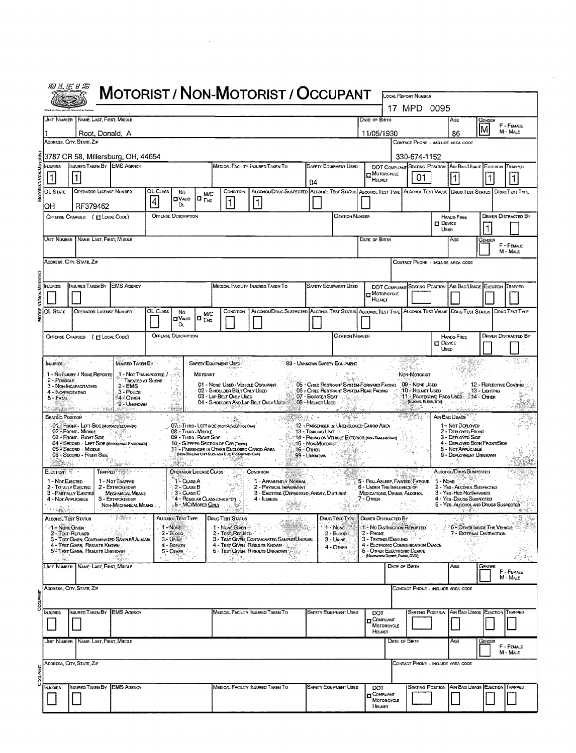# MOTORIST / NON-MOTORIST / OCCUPANT

OLEIS

Local Report Number: 17 MPD 0095

## Motorist/Non-Motorist

| Unit Number | Name: Last, First, Middle | Date of Birth | Age | Gender |
|---|---|---|---|---|
| 1 | Root, Donald, A | 11/05/1930 | 86 | M |

| Address, City, State, Zip | Contact Phone - include area code |
|---|---|
| 3787 CR 58, Millersburg, OH, 44654 | 330-674-1152 |

| Injuries | Injured Taken By | EMS Agency | Medical Facility Injured Taken To | Safety Equipment Used | DOT Compliant Motorcycle Helmet | Seating Position | Air Bag Usage | Ejection | Trapped |
|---|---|---|---|---|---|---|---|---|---|
| 1 | 1 | | | 04 | | 01 | 1 | 1 | 1 |

| OL State | Operator License Number | OL Class | No Valid DL | M/C End | Condition | Alcohol/Drug Suspected | Alcohol Test Status | Alcohol Test Type | Alcohol Test Value | Drug Test Status | Drug Test Type |
|---|---|---|---|---|---|---|---|---|---|---|---|
| OH | RF379462 | 4 | | | 1 | 1 | | | | | |

| Offense Charged (Local Code) | Offense Description | Citation Number | Hands-Free Device Used | Driver Distracted By |
|---|---|---|---|---|
| | | | | 1 |

## Motorist/Non-Motorist

| Unit Number | Name: Last, First, Middle | Date of Birth | Age | Gender |
|---|---|---|---|---|
| | | | | |

| Address, City, State, Zip | Contact Phone - include area code |
|---|---|
| | |

| Injuries | Injured Taken By | EMS Agency | Medical Facility Injured Taken To | Safety Equipment Used | DOT Compliant Motorcycle Helmet | Seating Position | Air Bag Usage | Ejection | Trapped |
|---|---|---|---|---|---|---|---|---|---|
| | | | | | | | | | |

| OL State | Operator License Number | OL Class | No Valid DL | M/C End | Condition | Alcohol/Drug Suspected | Alcohol Test Status | Alcohol Test Type | Alcohol Test Value | Drug Test Status | Drug Test Type |
|---|---|---|---|---|---|---|---|---|---|---|---|
| | | | | | | | | | | | |

| Offense Charged (Local Code) | Offense Description | Citation Number | Hands-Free Device Used | Driver Distracted By |
|---|---|---|---|---|
| | | | | |

## Codes

**Injuries:** 1 - No Injury / None Reported; 2 - Possible; 3 - Non-Incapacitating; 4 - Incapacitating; 5 - Fatal

**Injured Taken By:** 1 - Not Transported / Treated at Scene; 2 - EMS; 3 - Police; 4 - Other; 9 - Unknown

**Safety Equipment Used:** 99 - Unknown Safety Equipment
- Motorist: 01 - None Used - Vehicle Occupant; 02 - Shoulder Belt Only Used; 03 - Lap Belt Only Used; 04 - Shoulder And Lap Belt Only Used; 05 - Child Restraint System-Forward Facing; 06 - Child Restraint System-Rear Facing; 07 - Booster Seat; 08 - Helmet Used
- Non-Motorist: 09 - None Used; 10 - Helmet Used; 11 - Protective Pads Used (Elbows, Knees, Etc); 12 - Reflective Coating; 13 - Lighting; 14 - Other

**Seating Position:** 01 - Front - Left Side (Motorcycle Driver); 02 - Front - Middle; 03 - Front - Right Side; 04 - Second - Left Side (Motorcycle Passenger); 05 - Second - Middle; 06 - Second - Right Side; 07 - Third - Left Side (Motorcycle Side Car); 08 - Third - Middle; 09 - Third - Right Side; 10 - Sleeper Section of Cab (Truck); 11 - Passenger in Other Enclosed Cargo Area (Non-Trailing Unit Such as a Bus, Pick-up with Cap); 12 - Passenger in Unenclosed Cargo Area; 13 - Trailing Unit; 14 - Riding on Vehicle Exterior (Non-Trailing Unit); 15 - Non-Motorist; 16 - Other; 99 - Unknown

**Air Bag Usage:** 1 - Not Deployed; 2 - Deployed Front; 3 - Deployed Side; 4 - Deployed Both Front/Side; 5 - Not Applicable; 9 - Deployment Unknown

**Ejection:** 1 - Not Ejected; 2 - Totally Ejected; 3 - Partially Ejected; 4 - Not Applicable

**Trapped:** 1 - Not Trapped; 2 - Extricated by Mechanical Means; 3 - Extricated by Non-Mechanical Means

**Operator License Class:** 1 - Class A; 2 - Class B; 3 - Class C; 4 - Regular Class (Ohio is "D"); 5 - M/C/Moped Only

**Condition:** 1 - Apparently Normal; 2 - Physical Impairment; 3 - Emotional (Depressed, Angry, Disturbed); 4 - Illness; 5 - Fell Asleep, Fainted, Fatigue; 6 - Under The Influence of Medications, Drugs, Alcohol; 7 - Other

**Alcohol/Drug Suspected:** 1 - None; 2 - Yes - Alcohol Suspected; 3 - Yes - Hbd Not Impaired; 4 - Yes - Drugs Suspected; 5 - Yes - Alcohol and Drugs Suspected

**Alcohol Test Status:** 1 - None Given; 2 - Test Refused; 3 - Test Given, Contaminated Sample/Unusable; 4 - Test Given, Results Known; 5 - Test Given, Results Unknown

**Alcohol Test Type:** 1 - None; 2 - Blood; 3 - Urine; 4 - Breath; 5 - Other

**Drug Test Status:** 1 - None Given; 2 - Test Refused; 3 - Test Given, Contaminated Sample/Unusable; 4 - Test Given, Results Known; 5 - Test Given, Results Unknown

**Drug Test Type:** 1 - None; 2 - Blood; 3 - Urine; 4 - Other

**Driver Distracted By:** 1 - No Distraction Reported; 2 - Phone; 3 - Texting/Emailing; 4 - Electronic Communication Device; 5 - Other Electronic Device (Navigation Device, Radio, DVD); 6 - Other Inside The Vehicle; 7 - External Distraction

## Occupant

| Unit Number | Name: Last, First, Middle | Date of Birth | Age | Gender |
|---|---|---|---|---|
| | | | | |

| Address, City, State, Zip | Contact Phone - include area code |
|---|---|
| | |

| Injuries | Injured Taken By | EMS Agency | Medical Facility Injured Taken To | Safety Equipment Used | DOT Compliant Motorcycle Helmet | Seating Position | Air Bag Usage | Ejection | Trapped |
|---|---|---|---|---|---|---|---|---|---|
| | | | | | | | | | |

## Occupant

| Unit Number | Name: Last, First, Middle | Date of Birth | Age | Gender |
|---|---|---|---|---|
| | | | | |

| Address, City, State, Zip | Contact Phone - include area code |
|---|---|
| | |

| Injuries | Injured Taken By | EMS Agency | Medical Facility Injured Taken To | Safety Equipment Used | DOT Compliant Motorcycle Helmet | Seating Position | Air Bag Usage | Ejection | Trapped |
|---|---|---|---|---|---|---|---|---|---|
| | | | | | | | | | |